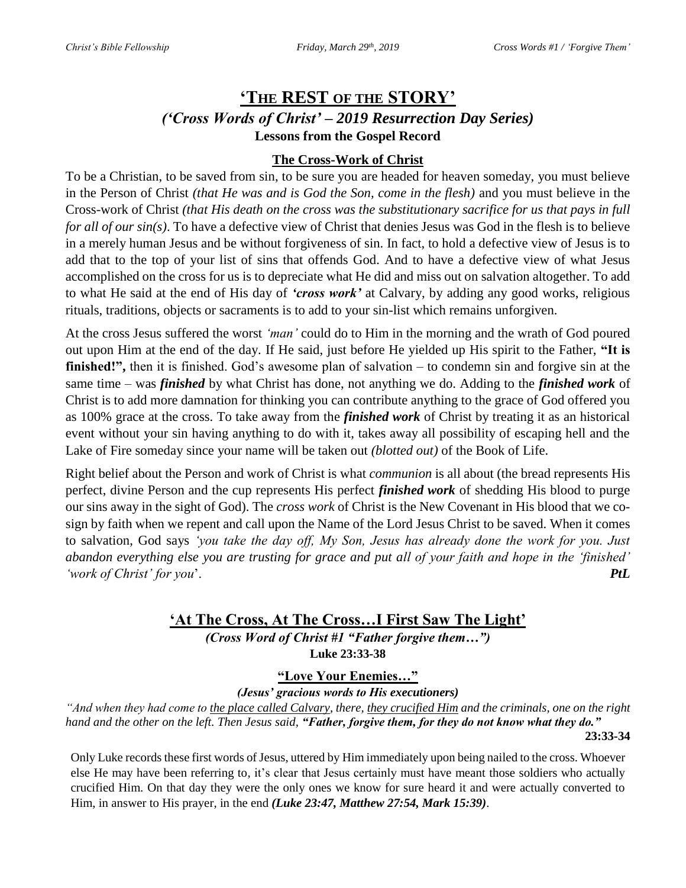# 'THE REST OF THE STORY'

## *('Cross Words of Christ' – 2019 Resurrection Day Series)*

**Lessons from the Gospel Record**

### The Cross-Work of Christ

To be a Christian, to be saved from sin, to be sure you are headed for heaven someday, you must believe in the Person of Christ *(that He was and is God the Son, come in the flesh)* and you must believe in the Cross-work of Christ *(that His death on the cross was the substitutionary sacrifice for us that pays in full for all of our sin(s)*. To have a defective view of Christ that denies Jesus was God in the flesh is to believe in a merely human Jesus and be without forgiveness of sin. In fact, to hold a defective view of Jesus is to add that to the top of your list of sins that offends God. And to have a defective view of what Jesus accomplished on the cross for us is to depreciate what He did and miss out on salvation altogether. To add to what He said at the end of His day of ***'cross work'*** at Calvary, by adding any good works, religious rituals, traditions, objects or sacraments is to add to your sin-list which remains unforgiven.

At the cross Jesus suffered the worst *'man'* could do to Him in the morning and the wrath of God poured out upon Him at the end of the day. If He said, just before He yielded up His spirit to the Father, **"It is finished!",** then it is finished. God's awesome plan of salvation – to condemn sin and forgive sin at the same time – was ***finished*** by what Christ has done, not anything we do. Adding to the ***finished work*** of Christ is to add more damnation for thinking you can contribute anything to the grace of God offered you as 100% grace at the cross. To take away from the ***finished work*** of Christ by treating it as an historical event without your sin having anything to do with it, takes away all possibility of escaping hell and the Lake of Fire someday since your name will be taken out *(blotted out)* of the Book of Life.

Right belief about the Person and work of Christ is what *communion* is all about (the bread represents His perfect, divine Person and the cup represents His perfect ***finished work*** of shedding His blood to purge our sins away in the sight of God). The *cross work* of Christ is the New Covenant in His blood that we co-sign by faith when we repent and call upon the Name of the Lord Jesus Christ to be saved. When it comes to salvation, God says *'you take the day off, My Son, Jesus has already done the work for you. Just abandon everything else you are trusting for grace and put all of your faith and hope in the 'finished' 'work of Christ' for you'*. ***PtL***

## 'At The Cross, At The Cross…I First Saw The Light'

*(Cross Word of Christ #1 "Father forgive them…")*

**Luke 23:33-38**

### "Love Your Enemies…"

***(Jesus' gracious words to His executioners)***

*"And when they had come to the place called Calvary, there, they crucified Him and the criminals, one on the right hand and the other on the left. Then Jesus said, **"Father, forgive them, for they do not know what they do."***

**23:33-34**

Only Luke records these first words of Jesus, uttered by Him immediately upon being nailed to the cross. Whoever else He may have been referring to, it's clear that Jesus certainly must have meant those soldiers who actually crucified Him. On that day they were the only ones we know for sure heard it and were actually converted to Him, in answer to His prayer, in the end ***(Luke 23:47, Matthew 27:54, Mark 15:39)***.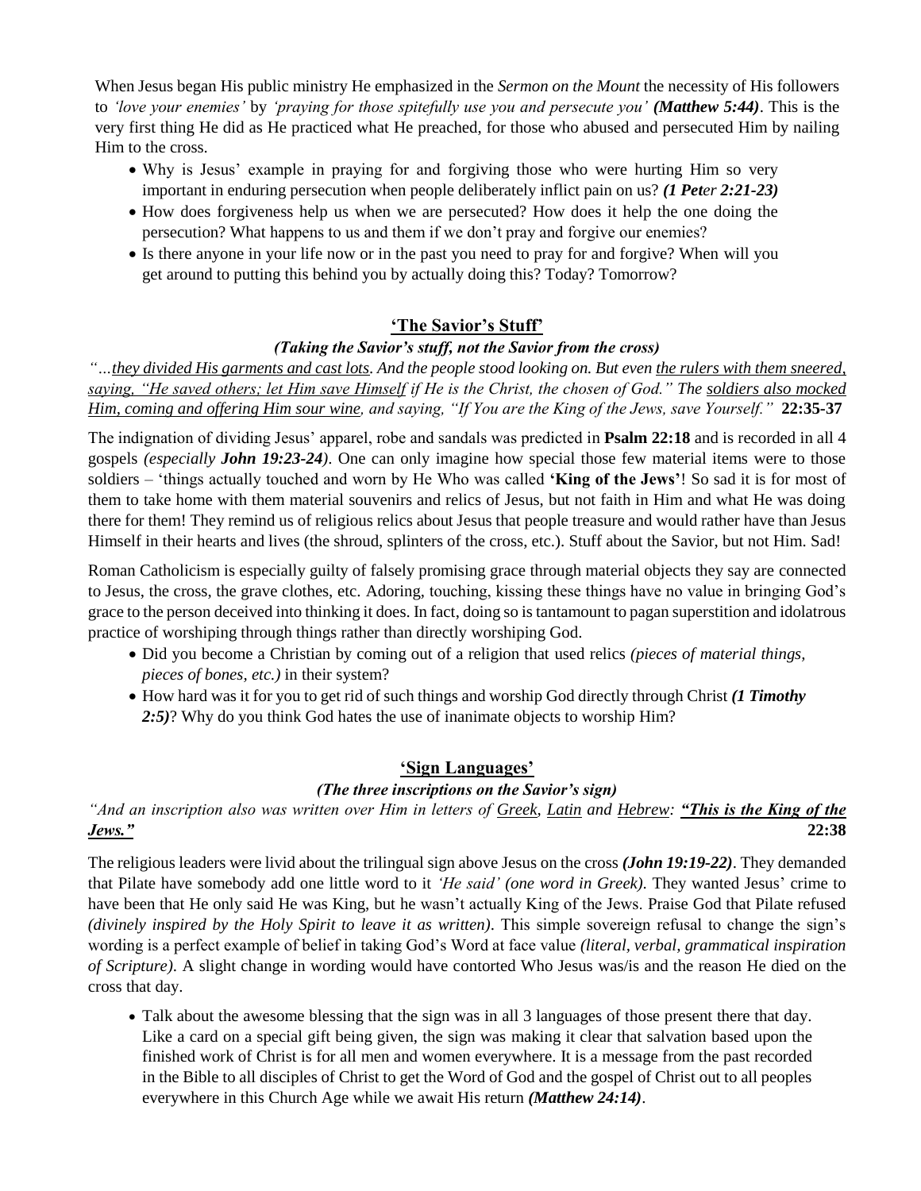When Jesus began His public ministry He emphasized in the *Sermon on the Mount* the necessity of His followers to *'love your enemies'* by *'praying for those spitefully use you and persecute you'* ***(Matthew 5:44)***. This is the very first thing He did as He practiced what He preached, for those who abused and persecuted Him by nailing Him to the cross.

- Why is Jesus' example in praying for and forgiving those who were hurting Him so very important in enduring persecution when people deliberately inflict pain on us? ***(1 Peter 2:21-23)***
- How does forgiveness help us when we are persecuted? How does it help the one doing the persecution? What happens to us and them if we don't pray and forgive our enemies?
- Is there anyone in your life now or in the past you need to pray for and forgive? When will you get around to putting this behind you by actually doing this? Today? Tomorrow?

## 'The Savior's Stuff'

### *(Taking the Savior's stuff, not the Savior from the cross)*

*"…they divided His garments and cast lots. And the people stood looking on. But even the rulers with them sneered, saying, "He saved others; let Him save Himself if He is the Christ, the chosen of God." The soldiers also mocked Him, coming and offering Him sour wine, and saying, "If You are the King of the Jews, save Yourself."* **22:35-37**

The indignation of dividing Jesus' apparel, robe and sandals was predicted in **Psalm 22:18** and is recorded in all 4 gospels *(especially **John 19:23-24**)*. One can only imagine how special those few material items were to those soldiers – 'things actually touched and worn by He Who was called **'King of the Jews'**! So sad it is for most of them to take home with them material souvenirs and relics of Jesus, but not faith in Him and what He was doing there for them! They remind us of religious relics about Jesus that people treasure and would rather have than Jesus Himself in their hearts and lives (the shroud, splinters of the cross, etc.). Stuff about the Savior, but not Him. Sad!

Roman Catholicism is especially guilty of falsely promising grace through material objects they say are connected to Jesus, the cross, the grave clothes, etc. Adoring, touching, kissing these things have no value in bringing God's grace to the person deceived into thinking it does. In fact, doing so is tantamount to pagan superstition and idolatrous practice of worshiping through things rather than directly worshiping God.

- Did you become a Christian by coming out of a religion that used relics *(pieces of material things, pieces of bones, etc.)* in their system?
- How hard was it for you to get rid of such things and worship God directly through Christ ***(1 Timothy 2:5)***? Why do you think God hates the use of inanimate objects to worship Him?

## 'Sign Languages'

### *(The three inscriptions on the Savior's sign)*

*"And an inscription also was written over Him in letters of Greek, Latin and Hebrew:* ***"This is the King of the Jews."*** **22:38**

The religious leaders were livid about the trilingual sign above Jesus on the cross ***(John 19:19-22)***. They demanded that Pilate have somebody add one little word to it *'He said' (one word in Greek)*. They wanted Jesus' crime to have been that He only said He was King, but he wasn't actually King of the Jews. Praise God that Pilate refused *(divinely inspired by the Holy Spirit to leave it as written)*. This simple sovereign refusal to change the sign's wording is a perfect example of belief in taking God's Word at face value *(literal, verbal, grammatical inspiration of Scripture)*. A slight change in wording would have contorted Who Jesus was/is and the reason He died on the cross that day.

- Talk about the awesome blessing that the sign was in all 3 languages of those present there that day. Like a card on a special gift being given, the sign was making it clear that salvation based upon the finished work of Christ is for all men and women everywhere. It is a message from the past recorded in the Bible to all disciples of Christ to get the Word of God and the gospel of Christ out to all peoples everywhere in this Church Age while we await His return ***(Matthew 24:14)***.